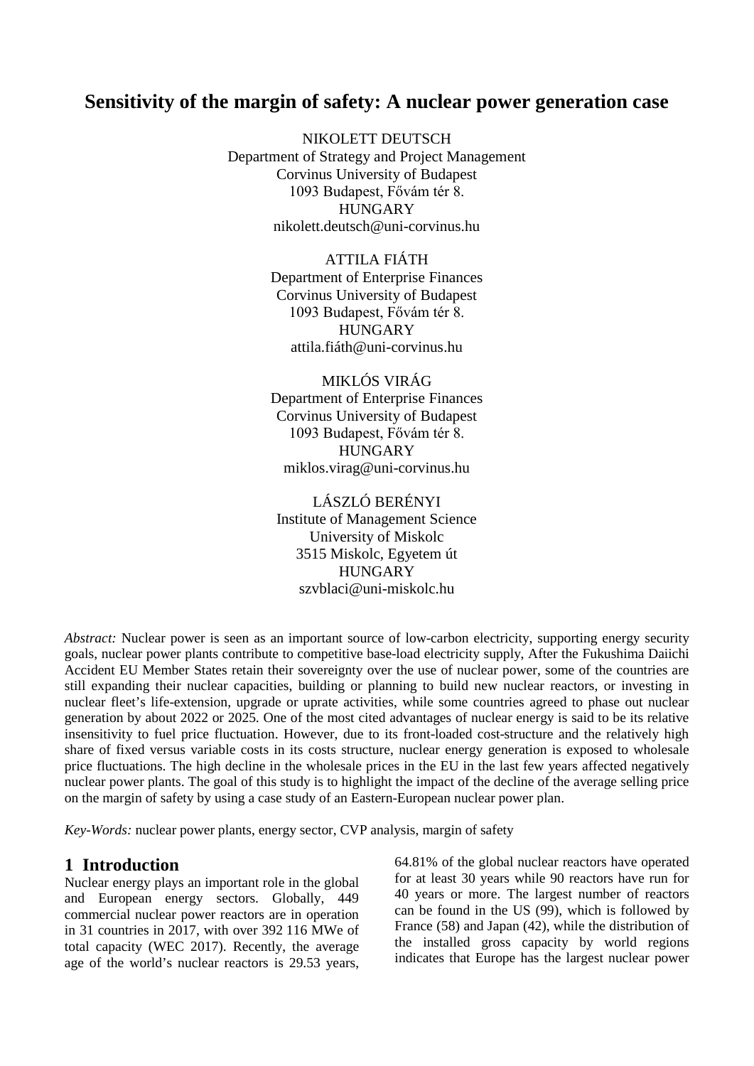# Sensitivity of the margin of safety: A nuclear power generation case

NIKOLETT DEUTSCH
Department of Strategy and Project Management
Corvinus University of Budapest
1093 Budapest, Fővám tér 8.
HUNGARY
nikolett.deutsch@uni-corvinus.hu

ATTILA FIÁTH
Department of Enterprise Finances
Corvinus University of Budapest
1093 Budapest, Fővám tér 8.
HUNGARY
attila.fiáth@uni-corvinus.hu

MIKLÓS VIRÁG
Department of Enterprise Finances
Corvinus University of Budapest
1093 Budapest, Fővám tér 8.
HUNGARY
miklos.virag@uni-corvinus.hu

LÁSZLÓ BERÉNYI
Institute of Management Science
University of Miskolc
3515 Miskolc, Egyetem út
HUNGARY
szvblaci@uni-miskolc.hu

*Abstract:* Nuclear power is seen as an important source of low-carbon electricity, supporting energy security goals, nuclear power plants contribute to competitive base-load electricity supply, After the Fukushima Daiichi Accident EU Member States retain their sovereignty over the use of nuclear power, some of the countries are still expanding their nuclear capacities, building or planning to build new nuclear reactors, or investing in nuclear fleet's life-extension, upgrade or uprate activities, while some countries agreed to phase out nuclear generation by about 2022 or 2025. One of the most cited advantages of nuclear energy is said to be its relative insensitivity to fuel price fluctuation. However, due to its front-loaded cost-structure and the relatively high share of fixed versus variable costs in its costs structure, nuclear energy generation is exposed to wholesale price fluctuations. The high decline in the wholesale prices in the EU in the last few years affected negatively nuclear power plants. The goal of this study is to highlight the impact of the decline of the average selling price on the margin of safety by using a case study of an Eastern-European nuclear power plan.

*Key-Words:* nuclear power plants, energy sector, CVP analysis, margin of safety

## 1 Introduction

Nuclear energy plays an important role in the global and European energy sectors. Globally, 449 commercial nuclear power reactors are in operation in 31 countries in 2017, with over 392 116 MWe of total capacity (WEC 2017). Recently, the average age of the world's nuclear reactors is 29.53 years, 64.81% of the global nuclear reactors have operated for at least 30 years while 90 reactors have run for 40 years or more. The largest number of reactors can be found in the US (99), which is followed by France (58) and Japan (42), while the distribution of the installed gross capacity by world regions indicates that Europe has the largest nuclear power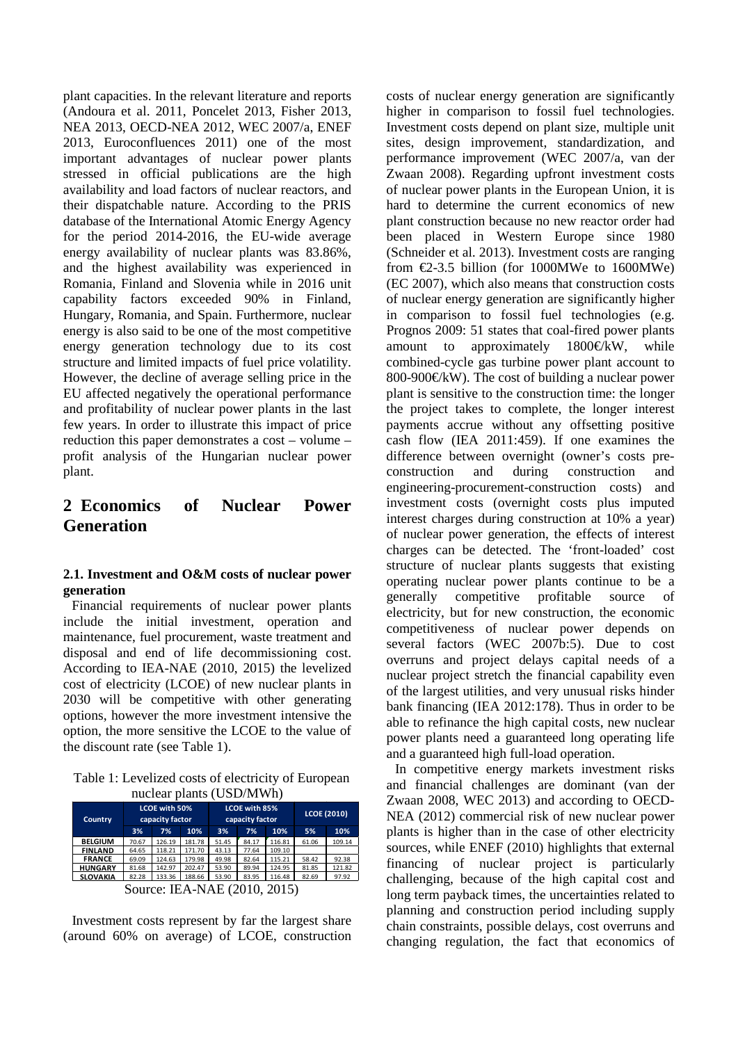plant capacities. In the relevant literature and reports (Andoura et al. 2011, Poncelet 2013, Fisher 2013, NEA 2013, OECD-NEA 2012, WEC 2007/a, ENEF 2013, Euroconfluences 2011) one of the most important advantages of nuclear power plants stressed in official publications are the high availability and load factors of nuclear reactors, and their dispatchable nature. According to the PRIS database of the International Atomic Energy Agency for the period 2014-2016, the EU-wide average energy availability of nuclear plants was 83.86%, and the highest availability was experienced in Romania, Finland and Slovenia while in 2016 unit capability factors exceeded 90% in Finland, Hungary, Romania, and Spain. Furthermore, nuclear energy is also said to be one of the most competitive energy generation technology due to its cost structure and limited impacts of fuel price volatility. However, the decline of average selling price in the EU affected negatively the operational performance and profitability of nuclear power plants in the last few years. In order to illustrate this impact of price reduction this paper demonstrates a cost – volume – profit analysis of the Hungarian nuclear power plant.

# 2 Economics of Nuclear Power Generation

### 2.1. Investment and O&M costs of nuclear power generation

Financial requirements of nuclear power plants include the initial investment, operation and maintenance, fuel procurement, waste treatment and disposal and end of life decommissioning cost. According to IEA-NAE (2010, 2015) the levelized cost of electricity (LCOE) of new nuclear plants in 2030 will be competitive with other generating options, however the more investment intensive the option, the more sensitive the LCOE to the value of the discount rate (see Table 1).

Table 1: Levelized costs of electricity of European nuclear plants (USD/MWh)

| Country | LCOE with 50% capacity factor | | | LCOE with 85% capacity factor | | | LCOE (2010) | |
|---|---|---|---|---|---|---|---|---|
| | 3% | 7% | 10% | 3% | 7% | 10% | 5% | 10% |
| BELGIUM | 70.67 | 126.19 | 181.78 | 51.45 | 84.17 | 116.81 | 61.06 | 109.14 |
| FINLAND | 64.65 | 118.21 | 171.70 | 43.13 | 77.64 | 109.10 | | |
| FRANCE | 69.09 | 124.63 | 179.98 | 49.98 | 82.64 | 115.21 | 58.42 | 92.38 |
| HUNGARY | 81.68 | 142.97 | 202.47 | 53.90 | 89.94 | 124.95 | 81.85 | 121.82 |
| SLOVAKIA | 82.28 | 133.36 | 188.66 | 53.90 | 83.95 | 116.48 | 82.69 | 97.92 |

Source: IEA-NAE (2010, 2015)

Investment costs represent by far the largest share (around 60% on average) of LCOE, construction costs of nuclear energy generation are significantly higher in comparison to fossil fuel technologies. Investment costs depend on plant size, multiple unit sites, design improvement, standardization, and performance improvement (WEC 2007/a, van der Zwaan 2008). Regarding upfront investment costs of nuclear power plants in the European Union, it is hard to determine the current economics of new plant construction because no new reactor order had been placed in Western Europe since 1980 (Schneider et al. 2013). Investment costs are ranging from €2-3.5 billion (for 1000MWe to 1600MWe) (EC 2007), which also means that construction costs of nuclear energy generation are significantly higher in comparison to fossil fuel technologies (e.g. Prognos 2009: 51 states that coal-fired power plants amount to approximately 1800€/kW, while combined-cycle gas turbine power plant account to 800-900€/kW). The cost of building a nuclear power plant is sensitive to the construction time: the longer the project takes to complete, the longer interest payments accrue without any offsetting positive cash flow (IEA 2011:459). If one examines the difference between overnight (owner's costs pre-construction and during construction and engineering-procurement-construction costs) and investment costs (overnight costs plus imputed interest charges during construction at 10% a year) of nuclear power generation, the effects of interest charges can be detected. The 'front-loaded' cost structure of nuclear plants suggests that existing operating nuclear power plants continue to be a generally competitive profitable source of electricity, but for new construction, the economic competitiveness of nuclear power depends on several factors (WEC 2007b:5). Due to cost overruns and project delays capital needs of a nuclear project stretch the financial capability even of the largest utilities, and very unusual risks hinder bank financing (IEA 2012:178). Thus in order to be able to refinance the high capital costs, new nuclear power plants need a guaranteed long operating life and a guaranteed high full-load operation.

In competitive energy markets investment risks and financial challenges are dominant (van der Zwaan 2008, WEC 2013) and according to OECD-NEA (2012) commercial risk of new nuclear power plants is higher than in the case of other electricity sources, while ENEF (2010) highlights that external financing of nuclear project is particularly challenging, because of the high capital cost and long term payback times, the uncertainties related to planning and construction period including supply chain constraints, possible delays, cost overruns and changing regulation, the fact that economics of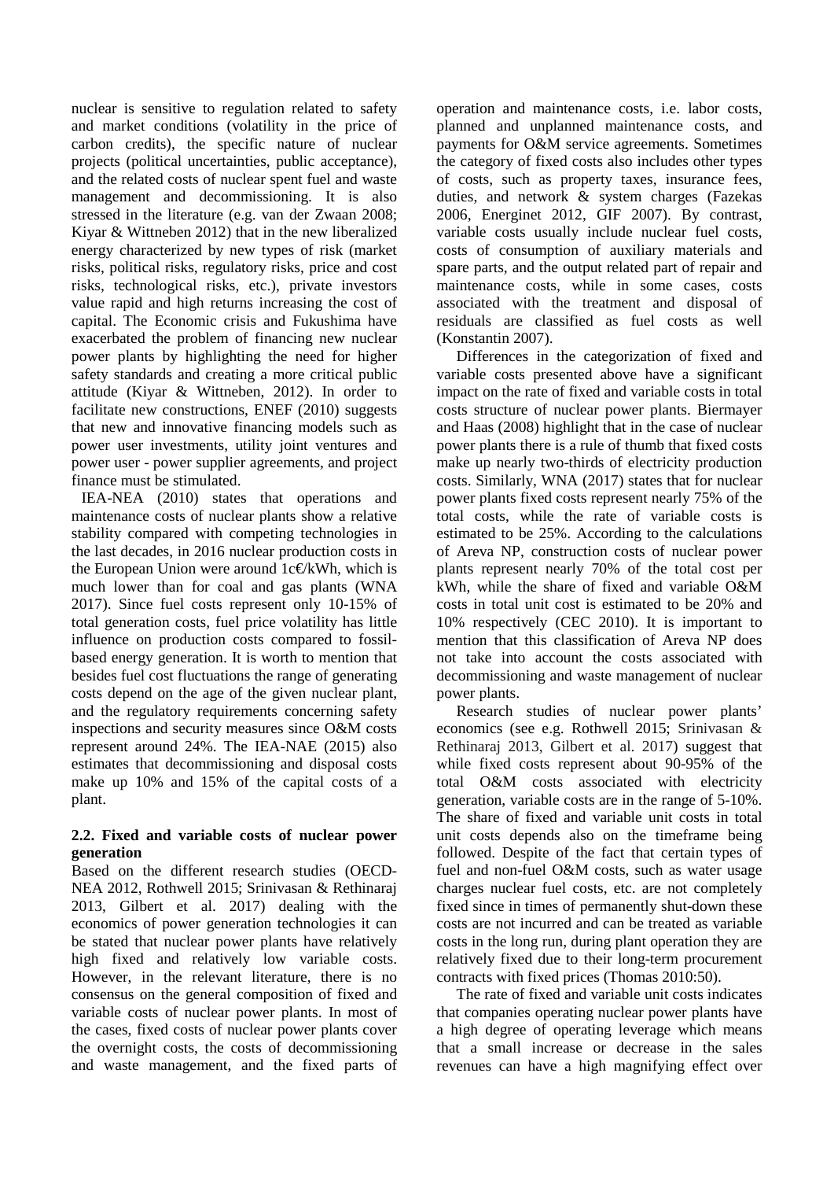nuclear is sensitive to regulation related to safety and market conditions (volatility in the price of carbon credits), the specific nature of nuclear projects (political uncertainties, public acceptance), and the related costs of nuclear spent fuel and waste management and decommissioning. It is also stressed in the literature (e.g. van der Zwaan 2008; Kiyar & Wittneben 2012) that in the new liberalized energy characterized by new types of risk (market risks, political risks, regulatory risks, price and cost risks, technological risks, etc.), private investors value rapid and high returns increasing the cost of capital. The Economic crisis and Fukushima have exacerbated the problem of financing new nuclear power plants by highlighting the need for higher safety standards and creating a more critical public attitude (Kiyar & Wittneben, 2012). In order to facilitate new constructions, ENEF (2010) suggests that new and innovative financing models such as power user investments, utility joint ventures and power user - power supplier agreements, and project finance must be stimulated.

IEA-NEA (2010) states that operations and maintenance costs of nuclear plants show a relative stability compared with competing technologies in the last decades, in 2016 nuclear production costs in the European Union were around 1c€/kWh, which is much lower than for coal and gas plants (WNA 2017). Since fuel costs represent only 10-15% of total generation costs, fuel price volatility has little influence on production costs compared to fossil-based energy generation. It is worth to mention that besides fuel cost fluctuations the range of generating costs depend on the age of the given nuclear plant, and the regulatory requirements concerning safety inspections and security measures since O&M costs represent around 24%. The IEA-NAE (2015) also estimates that decommissioning and disposal costs make up 10% and 15% of the capital costs of a plant.

## 2.2. Fixed and variable costs of nuclear power generation

Based on the different research studies (OECD-NEA 2012, Rothwell 2015; Srinivasan & Rethinaraj 2013, Gilbert et al. 2017) dealing with the economics of power generation technologies it can be stated that nuclear power plants have relatively high fixed and relatively low variable costs. However, in the relevant literature, there is no consensus on the general composition of fixed and variable costs of nuclear power plants. In most of the cases, fixed costs of nuclear power plants cover the overnight costs, the costs of decommissioning and waste management, and the fixed parts of operation and maintenance costs, i.e. labor costs, planned and unplanned maintenance costs, and payments for O&M service agreements. Sometimes the category of fixed costs also includes other types of costs, such as property taxes, insurance fees, duties, and network & system charges (Fazekas 2006, Energinet 2012, GIF 2007). By contrast, variable costs usually include nuclear fuel costs, costs of consumption of auxiliary materials and spare parts, and the output related part of repair and maintenance costs, while in some cases, costs associated with the treatment and disposal of residuals are classified as fuel costs as well (Konstantin 2007).

Differences in the categorization of fixed and variable costs presented above have a significant impact on the rate of fixed and variable costs in total costs structure of nuclear power plants. Biermayer and Haas (2008) highlight that in the case of nuclear power plants there is a rule of thumb that fixed costs make up nearly two-thirds of electricity production costs. Similarly, WNA (2017) states that for nuclear power plants fixed costs represent nearly 75% of the total costs, while the rate of variable costs is estimated to be 25%. According to the calculations of Areva NP, construction costs of nuclear power plants represent nearly 70% of the total cost per kWh, while the share of fixed and variable O&M costs in total unit cost is estimated to be 20% and 10% respectively (CEC 2010). It is important to mention that this classification of Areva NP does not take into account the costs associated with decommissioning and waste management of nuclear power plants.

Research studies of nuclear power plants' economics (see e.g. Rothwell 2015; Srinivasan & Rethinaraj 2013, Gilbert et al. 2017) suggest that while fixed costs represent about 90-95% of the total O&M costs associated with electricity generation, variable costs are in the range of 5-10%. The share of fixed and variable unit costs in total unit costs depends also on the timeframe being followed. Despite of the fact that certain types of fuel and non-fuel O&M costs, such as water usage charges nuclear fuel costs, etc. are not completely fixed since in times of permanently shut-down these costs are not incurred and can be treated as variable costs in the long run, during plant operation they are relatively fixed due to their long-term procurement contracts with fixed prices (Thomas 2010:50).

The rate of fixed and variable unit costs indicates that companies operating nuclear power plants have a high degree of operating leverage which means that a small increase or decrease in the sales revenues can have a high magnifying effect over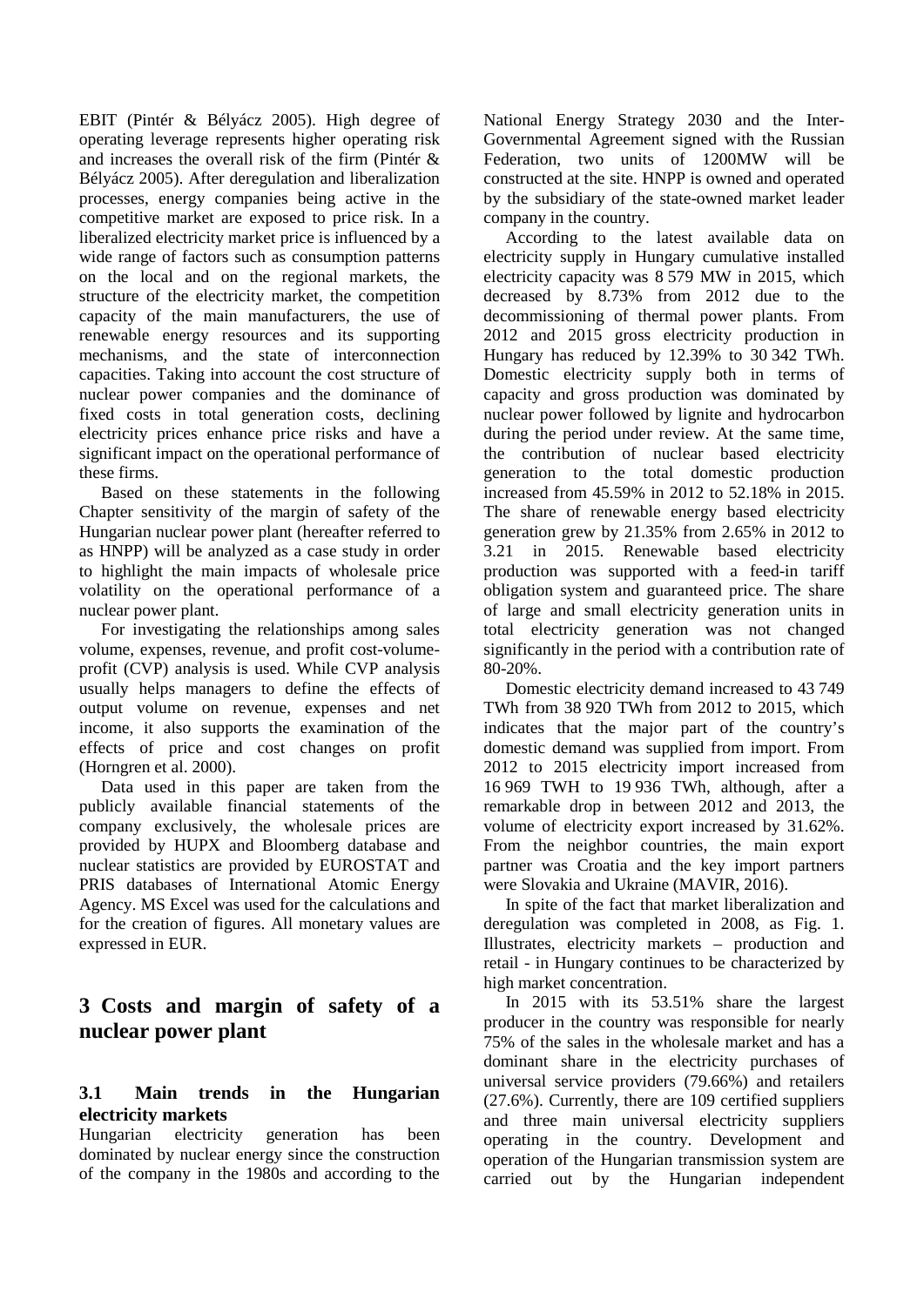EBIT (Pintér & Bélyácz 2005). High degree of operating leverage represents higher operating risk and increases the overall risk of the firm (Pintér & Bélyácz 2005). After deregulation and liberalization processes, energy companies being active in the competitive market are exposed to price risk. In a liberalized electricity market price is influenced by a wide range of factors such as consumption patterns on the local and on the regional markets, the structure of the electricity market, the competition capacity of the main manufacturers, the use of renewable energy resources and its supporting mechanisms, and the state of interconnection capacities. Taking into account the cost structure of nuclear power companies and the dominance of fixed costs in total generation costs, declining electricity prices enhance price risks and have a significant impact on the operational performance of these firms.

Based on these statements in the following Chapter sensitivity of the margin of safety of the Hungarian nuclear power plant (hereafter referred to as HNPP) will be analyzed as a case study in order to highlight the main impacts of wholesale price volatility on the operational performance of a nuclear power plant.

For investigating the relationships among sales volume, expenses, revenue, and profit cost-volume-profit (CVP) analysis is used. While CVP analysis usually helps managers to define the effects of output volume on revenue, expenses and net income, it also supports the examination of the effects of price and cost changes on profit (Horngren et al. 2000).

Data used in this paper are taken from the publicly available financial statements of the company exclusively, the wholesale prices are provided by HUPX and Bloomberg database and nuclear statistics are provided by EUROSTAT and PRIS databases of International Atomic Energy Agency. MS Excel was used for the calculations and for the creation of figures. All monetary values are expressed in EUR.

# 3 Costs and margin of safety of a nuclear power plant

## 3.1 Main trends in the Hungarian electricity markets

Hungarian electricity generation has been dominated by nuclear energy since the construction of the company in the 1980s and according to the National Energy Strategy 2030 and the Inter-Governmental Agreement signed with the Russian Federation, two units of 1200MW will be constructed at the site. HNPP is owned and operated by the subsidiary of the state-owned market leader company in the country.

According to the latest available data on electricity supply in Hungary cumulative installed electricity capacity was 8 579 MW in 2015, which decreased by 8.73% from 2012 due to the decommissioning of thermal power plants. From 2012 and 2015 gross electricity production in Hungary has reduced by 12.39% to 30 342 TWh. Domestic electricity supply both in terms of capacity and gross production was dominated by nuclear power followed by lignite and hydrocarbon during the period under review. At the same time, the contribution of nuclear based electricity generation to the total domestic production increased from 45.59% in 2012 to 52.18% in 2015. The share of renewable energy based electricity generation grew by 21.35% from 2.65% in 2012 to 3.21 in 2015. Renewable based electricity production was supported with a feed-in tariff obligation system and guaranteed price. The share of large and small electricity generation units in total electricity generation was not changed significantly in the period with a contribution rate of 80-20%.

Domestic electricity demand increased to 43 749 TWh from 38 920 TWh from 2012 to 2015, which indicates that the major part of the country's domestic demand was supplied from import. From 2012 to 2015 electricity import increased from 16 969 TWH to 19 936 TWh, although, after a remarkable drop in between 2012 and 2013, the volume of electricity export increased by 31.62%. From the neighbor countries, the main export partner was Croatia and the key import partners were Slovakia and Ukraine (MAVIR, 2016).

In spite of the fact that market liberalization and deregulation was completed in 2008, as Fig. 1. Illustrates, electricity markets – production and retail - in Hungary continues to be characterized by high market concentration.

In 2015 with its 53.51% share the largest producer in the country was responsible for nearly 75% of the sales in the wholesale market and has a dominant share in the electricity purchases of universal service providers (79.66%) and retailers (27.6%). Currently, there are 109 certified suppliers and three main universal electricity suppliers operating in the country. Development and operation of the Hungarian transmission system are carried out by the Hungarian independent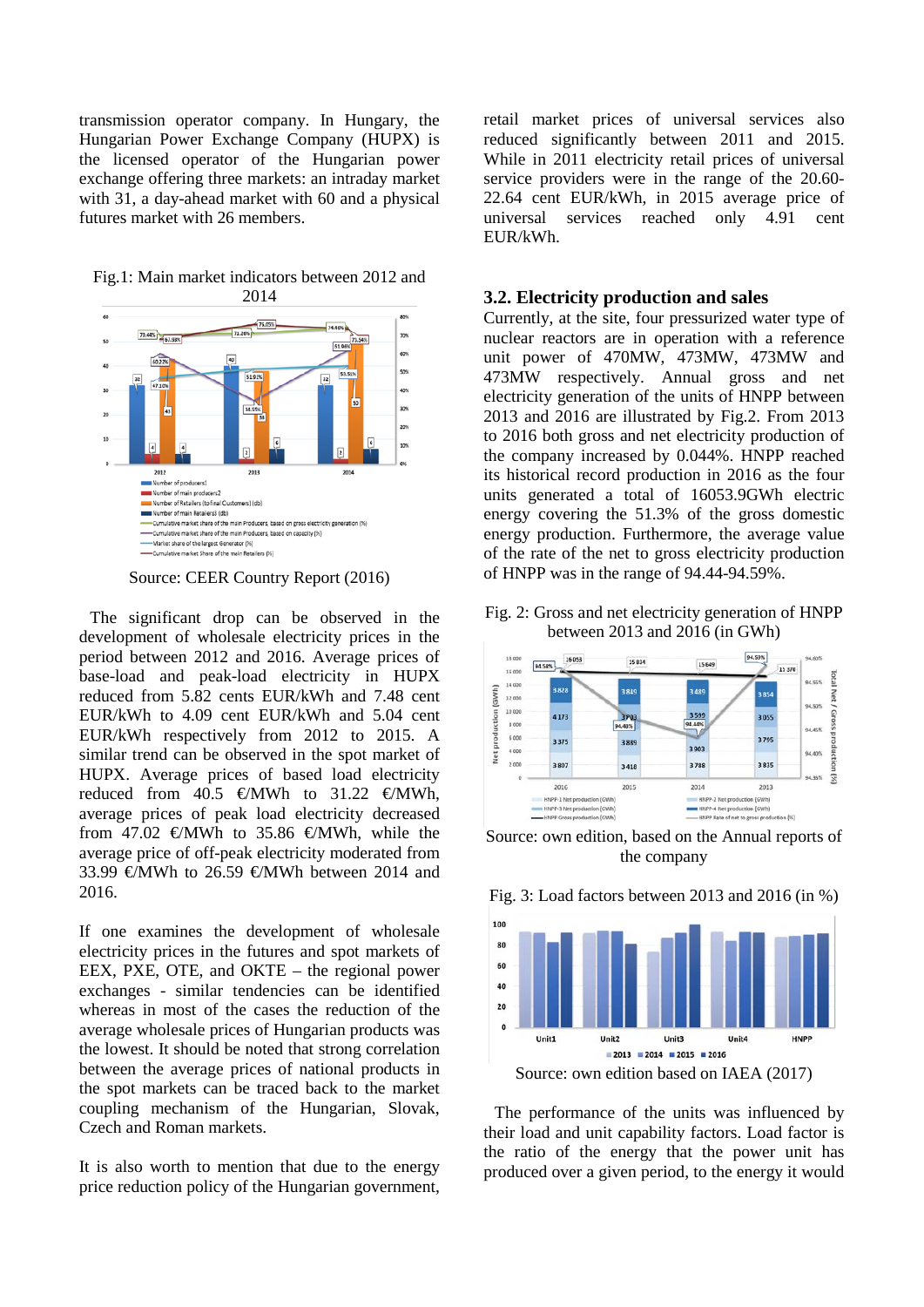transmission operator company. In Hungary, the Hungarian Power Exchange Company (HUPX) is the licensed operator of the Hungarian power exchange offering three markets: an intraday market with 31, a day-ahead market with 60 and a physical futures market with 26 members.

Fig.1: Main market indicators between 2012 and 2014

73.44%
67.98%
71.20%
75.05%
74.40%
73.54%
61.98%
60.22%
47.10%
51.91%
53.51%
34.55%
31
4
4
40
2
6
38
32
2
6
41
50
2012
2013
2014

Number of producers1
Number of main producers2
Number of Retailers (to final Customers) (db)
Number of main Retailers (db)
Cumulative market share of the main Producers, based on gross electricity generation (%)
Cumulative market share of the main Producers, based on capacity (%)
Market share of the largest Generator (%)
Cumulative market Share of the main Retailers (%)

Source: CEER Country Report (2016)

The significant drop can be observed in the development of wholesale electricity prices in the period between 2012 and 2016. Average prices of base-load and peak-load electricity in HUPX reduced from 5.82 cents EUR/kWh and 7.48 cent EUR/kWh to 4.09 cent EUR/kWh and 5.04 cent EUR/kWh respectively from 2012 to 2015. A similar trend can be observed in the spot market of HUPX. Average prices of based load electricity reduced from 40.5 €/MWh to 31.22 €/MWh, average prices of peak load electricity decreased from 47.02 €/MWh to 35.86 €/MWh, while the average price of off-peak electricity moderated from 33.99 €/MWh to 26.59 €/MWh between 2014 and 2016.

If one examines the development of wholesale electricity prices in the futures and spot markets of EEX, PXE, OTE, and OKTE – the regional power exchanges - similar tendencies can be identified whereas in most of the cases the reduction of the average wholesale prices of Hungarian products was the lowest. It should be noted that strong correlation between the average prices of national products in the spot markets can be traced back to the market coupling mechanism of the Hungarian, Slovak, Czech and Roman markets.

It is also worth to mention that due to the energy price reduction policy of the Hungarian government, retail market prices of universal services also reduced significantly between 2011 and 2015. While in 2011 electricity retail prices of universal service providers were in the range of the 20.60-22.64 cent EUR/kWh, in 2015 average price of universal services reached only 4.91 cent EUR/kWh.

## 3.2. Electricity production and sales

Currently, at the site, four pressurized water type of nuclear reactors are in operation with a reference unit power of 470MW, 473MW, 473MW and 473MW respectively. Annual gross and net electricity generation of the units of HNPP between 2013 and 2016 are illustrated by Fig.2. From 2013 to 2016 both gross and net electricity production of the company increased by 0.044%. HNPP reached its historical record production in 2016 as the four units generated a total of 16053.9GWh electric energy covering the 51.3% of the gross domestic energy production. Furthermore, the average value of the rate of the net to gross electricity production of HNPP was in the range of 94.44-94.59%.

Fig. 2: Gross and net electricity generation of HNPP between 2013 and 2016 (in GWh)

Net production (GWh)
Total Net / Gross production (%)
94.58%
16 053
15 834
15 649
94.59%
15 370
3 828
3 819
3 489
3 854
4 173
3 703
94.48%
3 599
94.44%
3 055
3 375
3 889
3 903
3 795
3 807
3 418
3 788
3 815
2016
2015
2014
2013
HNPP-1 Net production (GWh)
HNPP-2 Net production (GWh)
HNPP-3 Net production (GWh)
HNPP-4 Net production (GWh)
HNPP Gross production (GWh)
HNPP Rate of net to gross production (%)

Source: own edition, based on the Annual reports of the company

Fig. 3: Load factors between 2013 and 2016 (in %)

100
80
60
40
20
0
Unit1
Unit2
Unit3
Unit4
HNPP
2013 2014 2015 2016

Source: own edition based on IAEA (2017)

The performance of the units was influenced by their load and unit capability factors. Load factor is the ratio of the energy that the power unit has produced over a given period, to the energy it would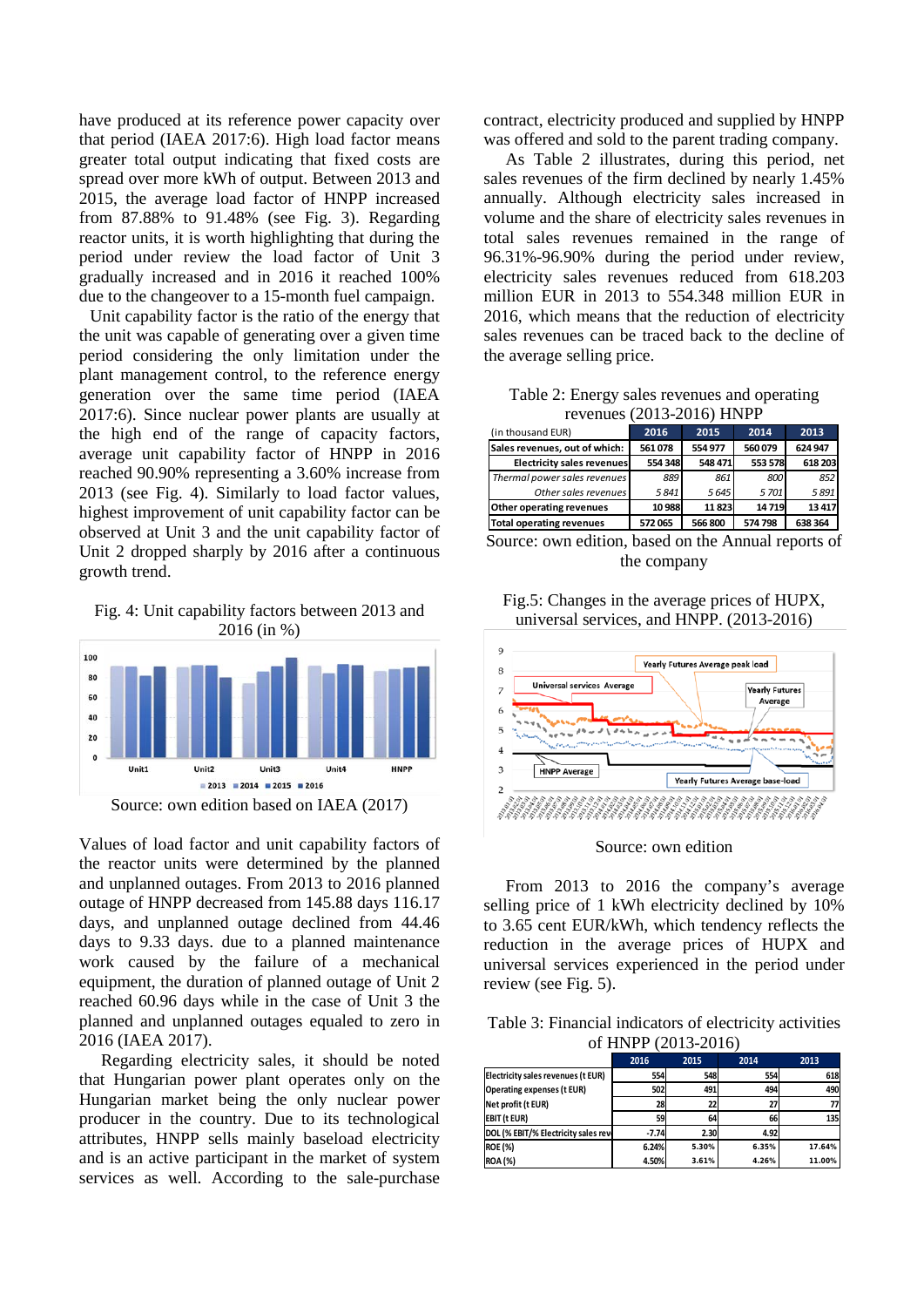have produced at its reference power capacity over that period (IAEA 2017:6). High load factor means greater total output indicating that fixed costs are spread over more kWh of output. Between 2013 and 2015, the average load factor of HNPP increased from 87.88% to 91.48% (see Fig. 3). Regarding reactor units, it is worth highlighting that during the period under review the load factor of Unit 3 gradually increased and in 2016 it reached 100% due to the changeover to a 15-month fuel campaign.

Unit capability factor is the ratio of the energy that the unit was capable of generating over a given time period considering the only limitation under the plant management control, to the reference energy generation over the same time period (IAEA 2017:6). Since nuclear power plants are usually at the high end of the range of capacity factors, average unit capability factor of HNPP in 2016 reached 90.90% representing a 3.60% increase from 2013 (see Fig. 4). Similarly to load factor values, highest improvement of unit capability factor can be observed at Unit 3 and the unit capability factor of Unit 2 dropped sharply by 2016 after a continuous growth trend.

Fig. 4: Unit capability factors between 2013 and 2016 (in %)

100
80
60
40
20
0
Unit1 Unit2 Unit3 Unit4 HNPP
2013 2014 2015 2016

Source: own edition based on IAEA (2017)

Values of load factor and unit capability factors of the reactor units were determined by the planned and unplanned outages. From 2013 to 2016 planned outage of HNPP decreased from 145.88 days 116.17 days, and unplanned outage declined from 44.46 days to 9.33 days. due to a planned maintenance work caused by the failure of a mechanical equipment, the duration of planned outage of Unit 2 reached 60.96 days while in the case of Unit 3 the planned and unplanned outages equaled to zero in 2016 (IAEA 2017).

Regarding electricity sales, it should be noted that Hungarian power plant operates only on the Hungarian market being the only nuclear power producer in the country. Due to its technological attributes, HNPP sells mainly baseload electricity and is an active participant in the market of system services as well. According to the sale-purchase contract, electricity produced and supplied by HNPP was offered and sold to the parent trading company.

As Table 2 illustrates, during this period, net sales revenues of the firm declined by nearly 1.45% annually. Although electricity sales increased in volume and the share of electricity sales revenues in total sales revenues remained in the range of 96.31%-96.90% during the period under review, electricity sales revenues reduced from 618.203 million EUR in 2013 to 554.348 million EUR in 2016, which means that the reduction of electricity sales revenues can be traced back to the decline of the average selling price.

Table 2: Energy sales revenues and operating revenues (2013-2016) HNPP

| (in thousand EUR) | 2016 | 2015 | 2014 | 2013 |
|---|---|---|---|---|
| **Sales revenues, out of which:** | 561 078 | 554 977 | 560 079 | 624 947 |
| **Electricity sales revenues** | 554 348 | 548 471 | 553 578 | 618 203 |
| *Thermal power sales revenues* | *889* | *861* | *800* | *852* |
| *Other sales revenues* | *5 841* | *5 645* | *5 701* | *5 891* |
| **Other operating revenues** | 10 988 | 11 823 | 14 719 | 13 417 |
| **Total operating revenues** | 572 065 | 566 800 | 574 798 | 638 364 |

Source: own edition, based on the Annual reports of the company

Fig.5: Changes in the average prices of HUPX, universal services, and HNPP. (2013-2016)

9
8
7
6
5
4
3
2
Yearly Futures Average peak load
Universal services Average
Yearly Futures Average
HNPP Average
Yearly Futures Average base-load

Source: own edition

From 2013 to 2016 the company's average selling price of 1 kWh electricity declined by 10% to 3.65 cent EUR/kWh, which tendency reflects the reduction in the average prices of HUPX and universal services experienced in the period under review (see Fig. 5).

Table 3: Financial indicators of electricity activities of HNPP (2013-2016)

| | 2016 | 2015 | 2014 | 2013 |
|---|---|---|---|---|
| Electricity sales revenues (t EUR) | 554 | 548 | 554 | 618 |
| Operating expenses (t EUR) | 502 | 491 | 494 | 490 |
| Net profit (t EUR) | 28 | 22 | 27 | 77 |
| EBIT (t EUR) | 59 | 64 | 66 | 135 |
| DOL (% EBIT/% Electricity sales rev | -7.74 | 2.30 | 4.92 | |
| ROE (%) | 6.24% | 5.30% | 6.35% | 17.64% |
| ROA (%) | 4.50% | 3.61% | 4.26% | 11.00% |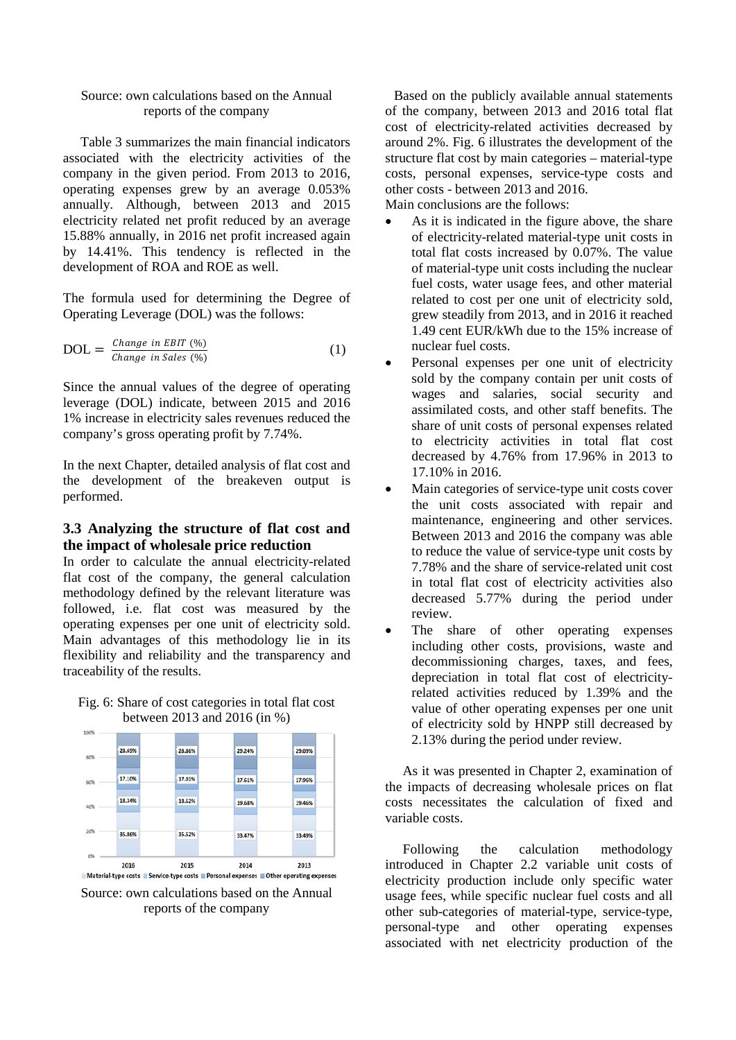Source: own calculations based on the Annual reports of the company

Table 3 summarizes the main financial indicators associated with the electricity activities of the company in the given period. From 2013 to 2016, operating expenses grew by an average 0.053% annually. Although, between 2013 and 2015 electricity related net profit reduced by an average 15.88% annually, in 2016 net profit increased again by 14.41%. This tendency is reflected in the development of ROA and ROE as well.

The formula used for determining the Degree of Operating Leverage (DOL) was the follows:

$$\text{DOL} = \frac{\textit{Change in EBIT } (\%)}{\textit{Change in Sales } (\%)} \quad (1)$$

Since the annual values of the degree of operating leverage (DOL) indicate, between 2015 and 2016 1% increase in electricity sales revenues reduced the company's gross operating profit by 7.74%.

In the next Chapter, detailed analysis of flat cost and the development of the breakeven output is performed.

### 3.3 Analyzing the structure of flat cost and the impact of wholesale price reduction

In order to calculate the annual electricity-related flat cost of the company, the general calculation methodology defined by the relevant literature was followed, i.e. flat cost was measured by the operating expenses per one unit of electricity sold. Main advantages of this methodology lie in its flexibility and reliability and the transparency and traceability of the results.

Fig. 6: Share of cost categories in total flat cost between 2013 and 2016 (in %)

| | 2016 | 2015 | 2014 | 2013 |
|---|---|---|---|---|
| Other operating expenses | 28.69% | 28.86% | 29.24% | 29.09% |
| Personal expenses | 17.10% | 17.01% | 17.61% | 17.96% |
| Service-type costs | 18.34% | 18.62% | 19.68% | 19.46% |
| Material-type costs | 35.86% | 35.52% | 33.47% | 33.49% |

Source: own calculations based on the Annual reports of the company

Based on the publicly available annual statements of the company, between 2013 and 2016 total flat cost of electricity-related activities decreased by around 2%. Fig. 6 illustrates the development of the structure flat cost by main categories – material-type costs, personal expenses, service-type costs and other costs - between 2013 and 2016.

Main conclusions are the follows:

- As it is indicated in the figure above, the share of electricity-related material-type unit costs in total flat costs increased by 0.07%. The value of material-type unit costs including the nuclear fuel costs, water usage fees, and other material related to cost per one unit of electricity sold, grew steadily from 2013, and in 2016 it reached 1.49 cent EUR/kWh due to the 15% increase of nuclear fuel costs.
- Personal expenses per one unit of electricity sold by the company contain per unit costs of wages and salaries, social security and assimilated costs, and other staff benefits. The share of unit costs of personal expenses related to electricity activities in total flat cost decreased by 4.76% from 17.96% in 2013 to 17.10% in 2016.
- Main categories of service-type unit costs cover the unit costs associated with repair and maintenance, engineering and other services. Between 2013 and 2016 the company was able to reduce the value of service-type unit costs by 7.78% and the share of service-related unit cost in total flat cost of electricity activities also decreased 5.77% during the period under review.
- The share of other operating expenses including other costs, provisions, waste and decommissioning charges, taxes, and fees, depreciation in total flat cost of electricity-related activities reduced by 1.39% and the value of other operating expenses per one unit of electricity sold by HNPP still decreased by 2.13% during the period under review.

As it was presented in Chapter 2, examination of the impacts of decreasing wholesale prices on flat costs necessitates the calculation of fixed and variable costs.

Following the calculation methodology introduced in Chapter 2.2 variable unit costs of electricity production include only specific water usage fees, while specific nuclear fuel costs and all other sub-categories of material-type, service-type, personal-type and other operating expenses associated with net electricity production of the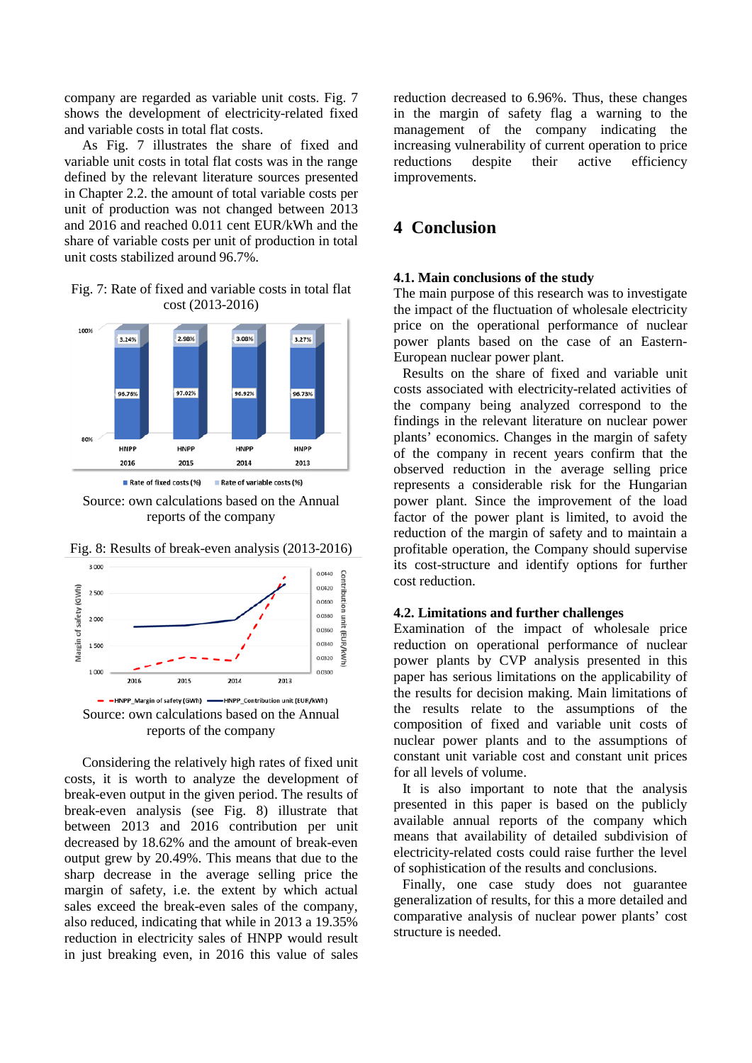company are regarded as variable unit costs. Fig. 7 shows the development of electricity-related fixed and variable costs in total flat costs.

As Fig. 7 illustrates the share of fixed and variable unit costs in total flat costs was in the range defined by the relevant literature sources presented in Chapter 2.2. the amount of total variable costs per unit of production was not changed between 2013 and 2016 and reached 0.011 cent EUR/kWh and the share of variable costs per unit of production in total unit costs stabilized around 96.7%.

Fig. 7: Rate of fixed and variable costs in total flat cost (2013-2016)

Source: own calculations based on the Annual reports of the company

Fig. 8: Results of break-even analysis (2013-2016)

Source: own calculations based on the Annual reports of the company

Considering the relatively high rates of fixed unit costs, it is worth to analyze the development of break-even output in the given period. The results of break-even analysis (see Fig. 8) illustrate that between 2013 and 2016 contribution per unit decreased by 18.62% and the amount of break-even output grew by 20.49%. This means that due to the sharp decrease in the average selling price the margin of safety, i.e. the extent by which actual sales exceed the break-even sales of the company, also reduced, indicating that while in 2013 a 19.35% reduction in electricity sales of HNPP would result in just breaking even, in 2016 this value of sales reduction decreased to 6.96%. Thus, these changes in the margin of safety flag a warning to the management of the company indicating the increasing vulnerability of current operation to price reductions despite their active efficiency improvements.

# 4 Conclusion

### 4.1. Main conclusions of the study

The main purpose of this research was to investigate the impact of the fluctuation of wholesale electricity price on the operational performance of nuclear power plants based on the case of an Eastern-European nuclear power plant.

Results on the share of fixed and variable unit costs associated with electricity-related activities of the company being analyzed correspond to the findings in the relevant literature on nuclear power plants' economics. Changes in the margin of safety of the company in recent years confirm that the observed reduction in the average selling price represents a considerable risk for the Hungarian power plant. Since the improvement of the load factor of the power plant is limited, to avoid the reduction of the margin of safety and to maintain a profitable operation, the Company should supervise its cost-structure and identify options for further cost reduction.

### 4.2. Limitations and further challenges

Examination of the impact of wholesale price reduction on operational performance of nuclear power plants by CVP analysis presented in this paper has serious limitations on the applicability of the results for decision making. Main limitations of the results relate to the assumptions of the composition of fixed and variable unit costs of nuclear power plants and to the assumptions of constant unit variable cost and constant unit prices for all levels of volume.

It is also important to note that the analysis presented in this paper is based on the publicly available annual reports of the company which means that availability of detailed subdivision of electricity-related costs could raise further the level of sophistication of the results and conclusions.

Finally, one case study does not guarantee generalization of results, for this a more detailed and comparative analysis of nuclear power plants' cost structure is needed.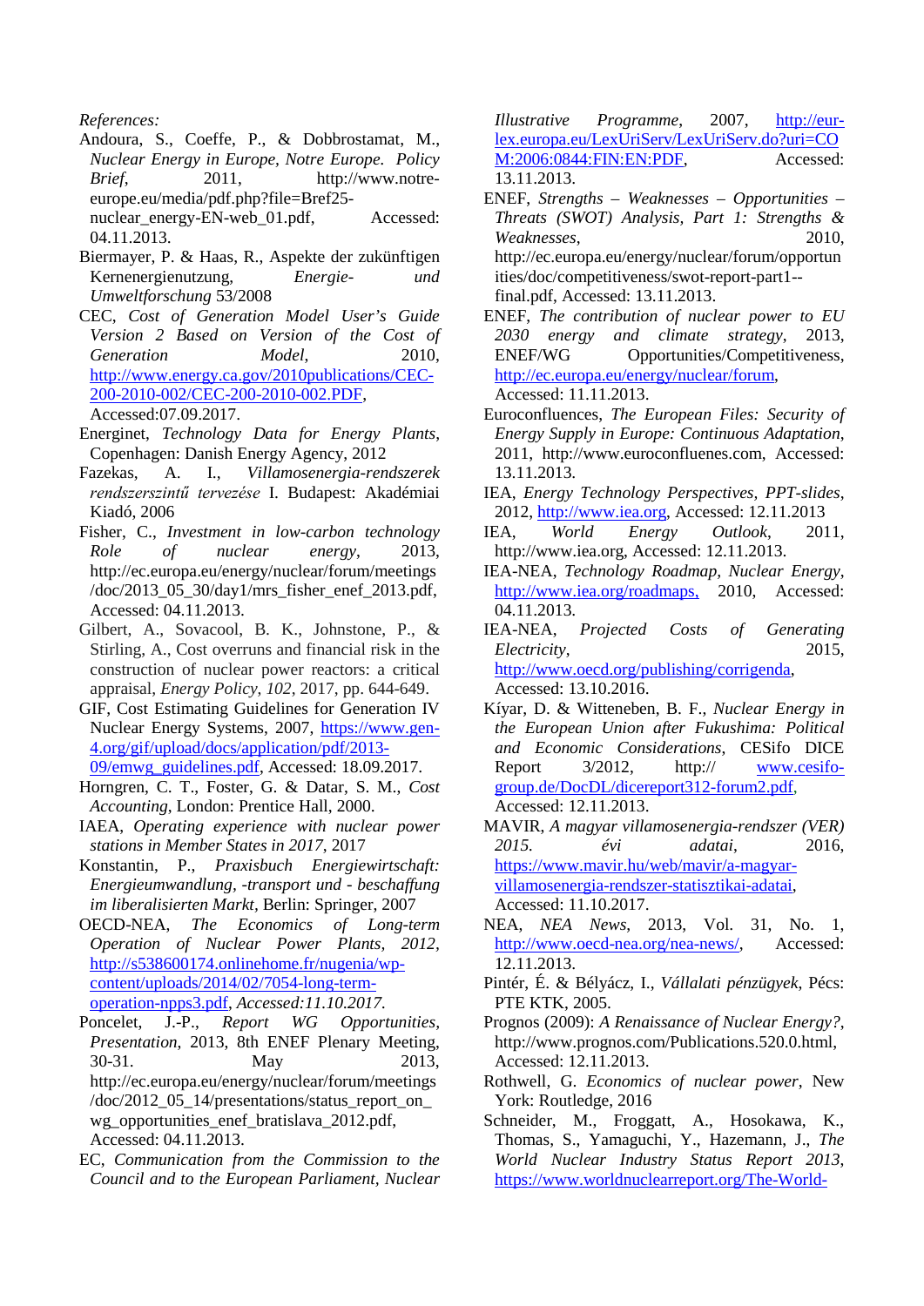*References:*

Andoura, S., Coeffe, P., & Dobbrostamat, M., *Nuclear Energy in Europe, Notre Europe. Policy Brief*, 2011, http://www.notre-europe.eu/media/pdf.php?file=Bref25-nuclear_energy-EN-web_01.pdf, Accessed: 04.11.2013.

Biermayer, P. & Haas, R., Aspekte der zukünftigen Kernenergienutzung, *Energie- und Umweltforschung* 53/2008

CEC, *Cost of Generation Model User's Guide Version 2 Based on Version of the Cost of Generation Model*, 2010, http://www.energy.ca.gov/2010publications/CEC-200-2010-002/CEC-200-2010-002.PDF, Accessed:07.09.2017.

Energinet, *Technology Data for Energy Plants*, Copenhagen: Danish Energy Agency, 2012

Fazekas, A. I., *Villamosenergia-rendszerek rendszerszintű tervezése* I. Budapest: Akadémiai Kiadó, 2006

Fisher, C., *Investment in low-carbon technology Role of nuclear energy*, 2013, http://ec.europa.eu/energy/nuclear/forum/meetings/doc/2013_05_30/day1/mrs_fisher_enef_2013.pdf, Accessed: 04.11.2013.

Gilbert, A., Sovacool, B. K., Johnstone, P., & Stirling, A., Cost overruns and financial risk in the construction of nuclear power reactors: a critical appraisal, *Energy Policy*, *102*, 2017, pp. 644-649.

GIF, Cost Estimating Guidelines for Generation IV Nuclear Energy Systems, 2007, https://www.gen-4.org/gif/upload/docs/application/pdf/2013-09/emwg_guidelines.pdf, Accessed: 18.09.2017.

Horngren, C. T., Foster, G. & Datar, S. M., *Cost Accounting*, London: Prentice Hall, 2000.

IAEA, *Operating experience with nuclear power stations in Member States in 2017*, 2017

Konstantin, P., *Praxisbuch Energiewirtschaft: Energieumwandlung, -transport und - beschaffung im liberalisierten Markt*, Berlin: Springer, 2007

OECD-NEA, *The Economics of Long-term Operation of Nuclear Power Plants, 2012*, http://s538600174.onlinehome.fr/nugenia/wp-content/uploads/2014/02/7054-long-term-operation-npps3.pdf, *Accessed:11.10.2017.*

Poncelet, J.-P., *Report WG Opportunities, Presentation*, 2013, 8th ENEF Plenary Meeting, 30-31. May 2013, http://ec.europa.eu/energy/nuclear/forum/meetings/doc/2012_05_14/presentations/status_report_on_wg_opportunities_enef_bratislava_2012.pdf, Accessed: 04.11.2013.

EC, *Communication from the Commission to the Council and to the European Parliament, Nuclear Illustrative Programme*, 2007, http://eur-lex.europa.eu/LexUriServ/LexUriServ.do?uri=COM:2006:0844:FIN:EN:PDF, Accessed: 13.11.2013.

ENEF, *Strengths – Weaknesses – Opportunities – Threats (SWOT) Analysis, Part 1: Strengths & Weaknesses*, 2010, http://ec.europa.eu/energy/nuclear/forum/opportunities/doc/competitiveness/swot-report-part1--final.pdf, Accessed: 13.11.2013.

ENEF, *The contribution of nuclear power to EU 2030 energy and climate strategy*, 2013, ENEF/WG Opportunities/Competitiveness, http://ec.europa.eu/energy/nuclear/forum, Accessed: 11.11.2013.

Euroconfluences, *The European Files: Security of Energy Supply in Europe: Continuous Adaptation*, 2011, http://www.euroconfluenes.com, Accessed: 13.11.2013.

IEA, *Energy Technology Perspectives, PPT-slides*, 2012, http://www.iea.org, Accessed: 12.11.2013

IEA, *World Energy Outlook*, 2011, http://www.iea.org, Accessed: 12.11.2013.

IEA-NEA, *Technology Roadmap, Nuclear Energy*, http://www.iea.org/roadmaps, 2010, Accessed: 04.11.2013.

IEA-NEA, *Projected Costs of Generating Electricity*, 2015, http://www.oecd.org/publishing/corrigenda, Accessed: 13.10.2016.

Kíyar, D. & Witteneben, B. F., *Nuclear Energy in the European Union after Fukushima: Political and Economic Considerations*, CESifo DICE Report 3/2012, http:// www.cesifo-group.de/DocDL/dicereport312-forum2.pdf, Accessed: 12.11.2013.

MAVIR, *A magyar villamosenergia-rendszer (VER) 2015. évi adatai*, 2016, https://www.mavir.hu/web/mavir/a-magyar-villamosenergia-rendszer-statisztikai-adatai, Accessed: 11.10.2017.

NEA, *NEA News*, 2013, Vol. 31, No. 1, http://www.oecd-nea.org/nea-news/, Accessed: 12.11.2013.

Pintér, É. & Bélyácz, I., *Vállalati pénzügyek*, Pécs: PTE KTK, 2005.

Prognos (2009): *A Renaissance of Nuclear Energy?*, http://www.prognos.com/Publications.520.0.html, Accessed: 12.11.2013.

Rothwell, G. *Economics of nuclear power*, New York: Routledge, 2016

Schneider, M., Froggatt, A., Hosokawa, K., Thomas, S., Yamaguchi, Y., Hazemann, J., *The World Nuclear Industry Status Report 2013*, https://www.worldnuclearreport.org/The-World-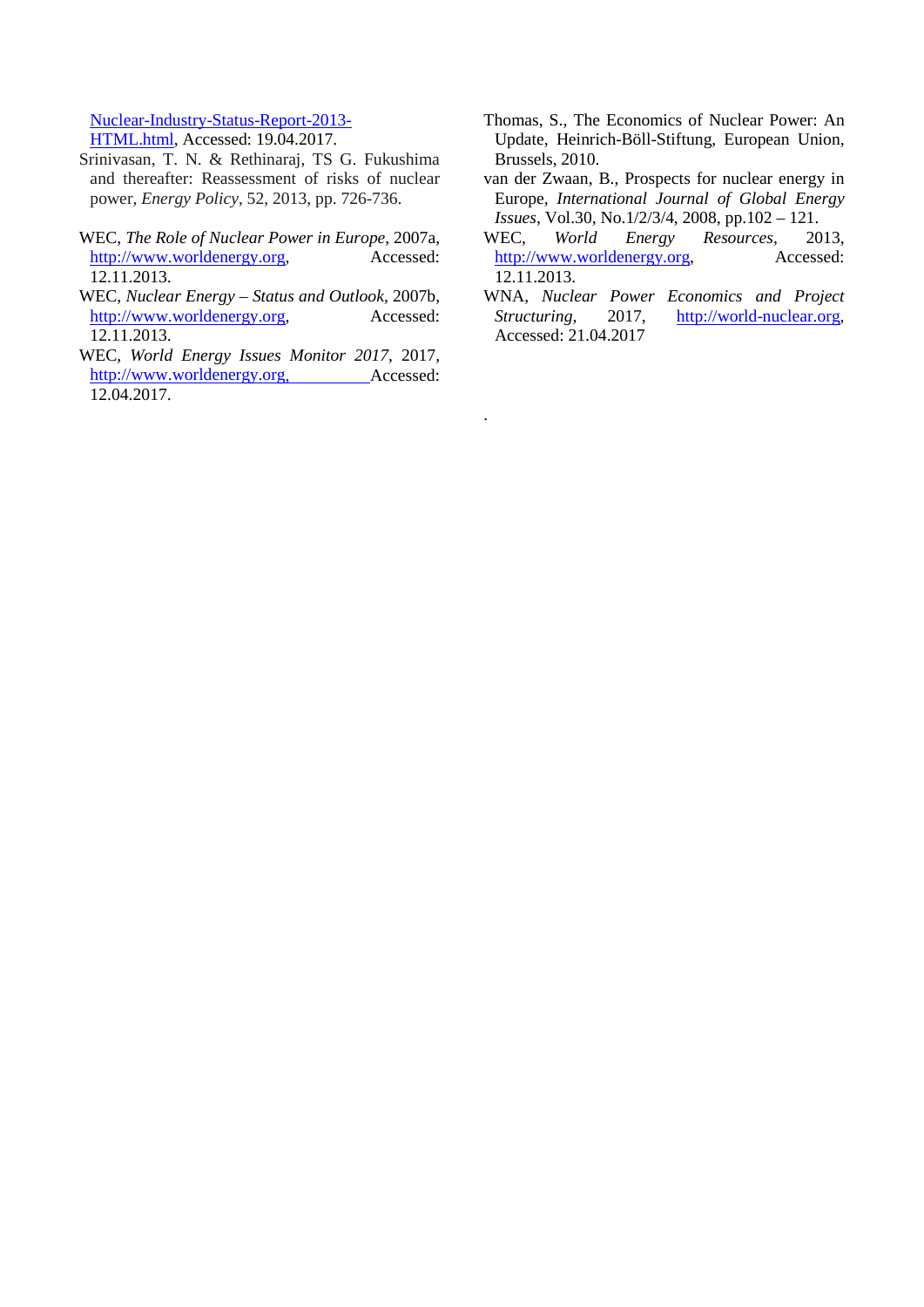Nuclear-Industry-Status-Report-2013-HTML.html, Accessed: 19.04.2017.

Srinivasan, T. N. & Rethinaraj, TS G. Fukushima and thereafter: Reassessment of risks of nuclear power, *Energy Policy*, 52, 2013, pp. 726-736.

WEC, *The Role of Nuclear Power in Europe*, 2007a, http://www.worldenergy.org, Accessed: 12.11.2013.

WEC, *Nuclear Energy – Status and Outlook*, 2007b, http://www.worldenergy.org, Accessed: 12.11.2013.

WEC, *World Energy Issues Monitor 2017*, 2017, http://www.worldenergy.org, Accessed: 12.04.2017.

Thomas, S., The Economics of Nuclear Power: An Update, Heinrich-Böll-Stiftung, European Union, Brussels, 2010.

van der Zwaan, B., Prospects for nuclear energy in Europe, *International Journal of Global Energy Issues*, Vol.30, No.1/2/3/4, 2008, pp.102 – 121.

WEC, *World Energy Resources*, 2013, http://www.worldenergy.org, Accessed: 12.11.2013.

WNA, *Nuclear Power Economics and Project Structuring*, 2017, http://world-nuclear.org, Accessed: 21.04.2017